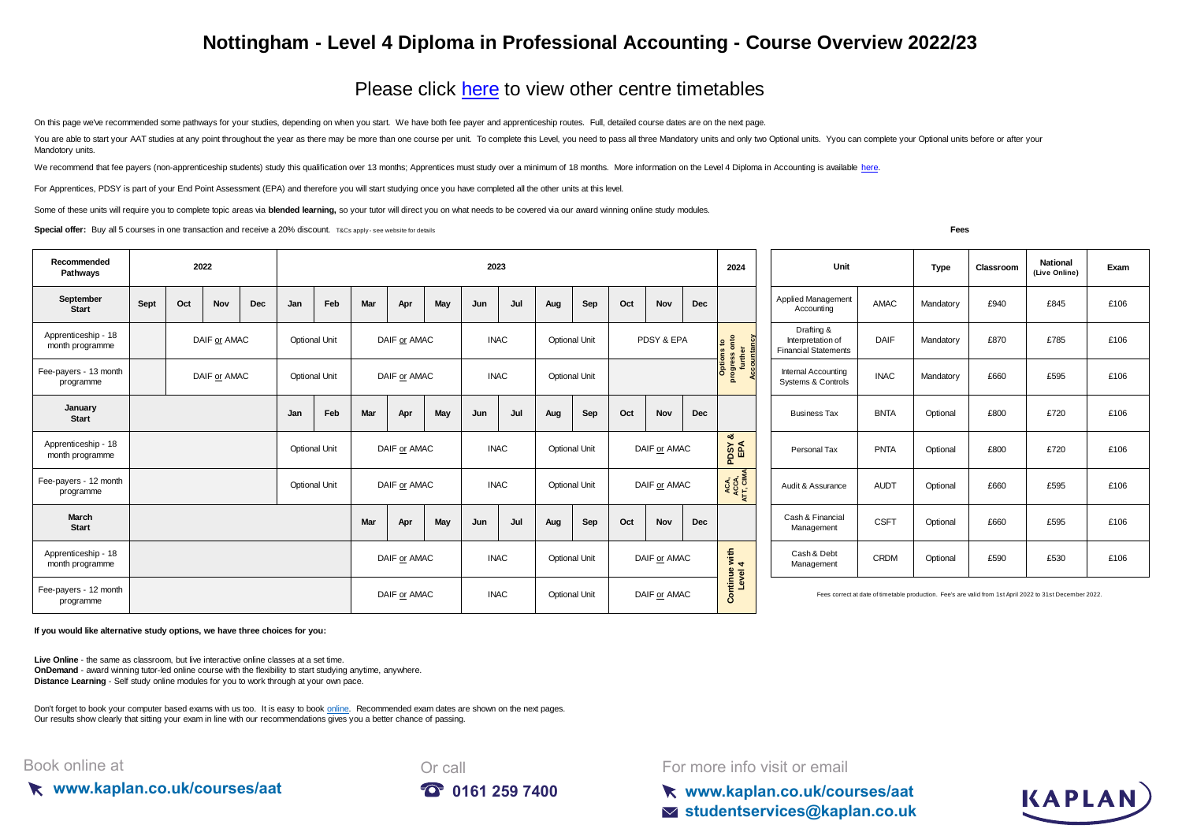# Nottingham - Level 4 Diploma in Professional Accounting - Course Overview 2022/23

## Please click here to view other centre timetables

On this page we've recommended some pathways for your studies, depending on when you start. We have both fee payer and apprenticeship routes. Full, detailed course dates are on the next page.

You are able to start your AAT studies at any point throughout the year as there may be more than one course per unit. To complete this Level, you need to pass all three Mandatory units and only two Optional units. Yyou can complete your Optional units before or after your Mandotory units.

We recommend that fee payers (non-apprenticeship students) study this qualification over 13 months; Apprentices must study over a minimum of 18 months. More information on the Level 4 Diploma in Accounting is available here.

For Apprentices, PDSY is part of your End Point Assessment (EPA) and therefore you will start studying once you have completed all the other units at this level.

Some of these units will require you to complete topic areas via **blended learning,** so your tutor will direct you on what needs to be covered via our award winning online study modules.

**Special offer:** Buy all 5 courses in one transaction and receive a 20% discount. T&Cs apply - see website for details

| Recommended Pathways | 2022 | | | | 2023 | | | | | | | | | | | | 2024 |
|---|---|---|---|---|---|---|---|---|---|---|---|---|---|---|---|---|---|
| **September Start** | Sept | Oct | Nov | Dec | Jan | Feb | Mar | Apr | May | Jun | Jul | Aug | Sep | Oct | Nov | Dec | |
| Apprenticeship - 18 month programme | | DAIF or AMAC | | | Optional Unit | | DAIF or AMAC | | | INAC | | Optional Unit | | PDSY & EPA | | | Options to progress onto further Accountancy |
| Fee-payers - 13 month programme | | DAIF or AMAC | | | Optional Unit | | DAIF or AMAC | | | INAC | | Optional Unit | | | | | |
| **January Start** | | | | | Jan | Feb | Mar | Apr | May | Jun | Jul | Aug | Sep | Oct | Nov | Dec | |
| Apprenticeship - 18 month programme | | | | | Optional Unit | | DAIF or AMAC | | | INAC | | Optional Unit | | DAIF or AMAC | | | PDSY & EPA |
| Fee-payers - 12 month programme | | | | | Optional Unit | | DAIF or AMAC | | | INAC | | Optional Unit | | DAIF or AMAC | | | ACA, ACCA, ATT, CIMA |
| **March Start** | | | | | | | Mar | Apr | May | Jun | Jul | Aug | Sep | Oct | Nov | Dec | |
| Apprenticeship - 18 month programme | | | | | | | DAIF or AMAC | | | INAC | | Optional Unit | | DAIF or AMAC | | | Continue with Level 4 |
| Fee-payers - 12 month programme | | | | | | | DAIF or AMAC | | | INAC | | Optional Unit | | DAIF or AMAC | | | |

**Fees**

| Unit | | Type | Classroom | National (Live Online) | Exam |
|---|---|---|---|---|---|
| Applied Management Accounting | AMAC | Mandatory | £940 | £845 | £106 |
| Drafting & Interpretation of Financial Statements | DAIF | Mandatory | £870 | £785 | £106 |
| Internal Accounting Systems & Controls | INAC | Mandatory | £660 | £595 | £106 |
| Business Tax | BNTA | Optional | £800 | £720 | £106 |
| Personal Tax | PNTA | Optional | £800 | £720 | £106 |
| Audit & Assurance | AUDT | Optional | £660 | £595 | £106 |
| Cash & Financial Management | CSFT | Optional | £660 | £595 | £106 |
| Cash & Debt Management | CRDM | Optional | £590 | £530 | £106 |

Fees correct at date of timetable production. Fee's are valid from 1st April 2022 to 31st December 2022.

**If you would like alternative study options, we have three choices for you:**

**Live Online** - the same as classroom, but live interactive online classes at a set time.
**OnDemand** - award winning tutor-led online course with the flexibility to start studying anytime, anywhere.
**Distance Learning** - Self study online modules for you to work through at your own pace.

Don't forget to book your computer based exams with us too. It is easy to book online. Recommended exam dates are shown on the next pages.
Our results show clearly that sitting your exam in line with our recommendations gives you a better chance of passing.

Book online at **www.kaplan.co.uk/courses/aat**

Or call **0161 259 7400**

For more info visit or email **www.kaplan.co.uk/courses/aat** **studentservices@kaplan.co.uk**

KAPLAN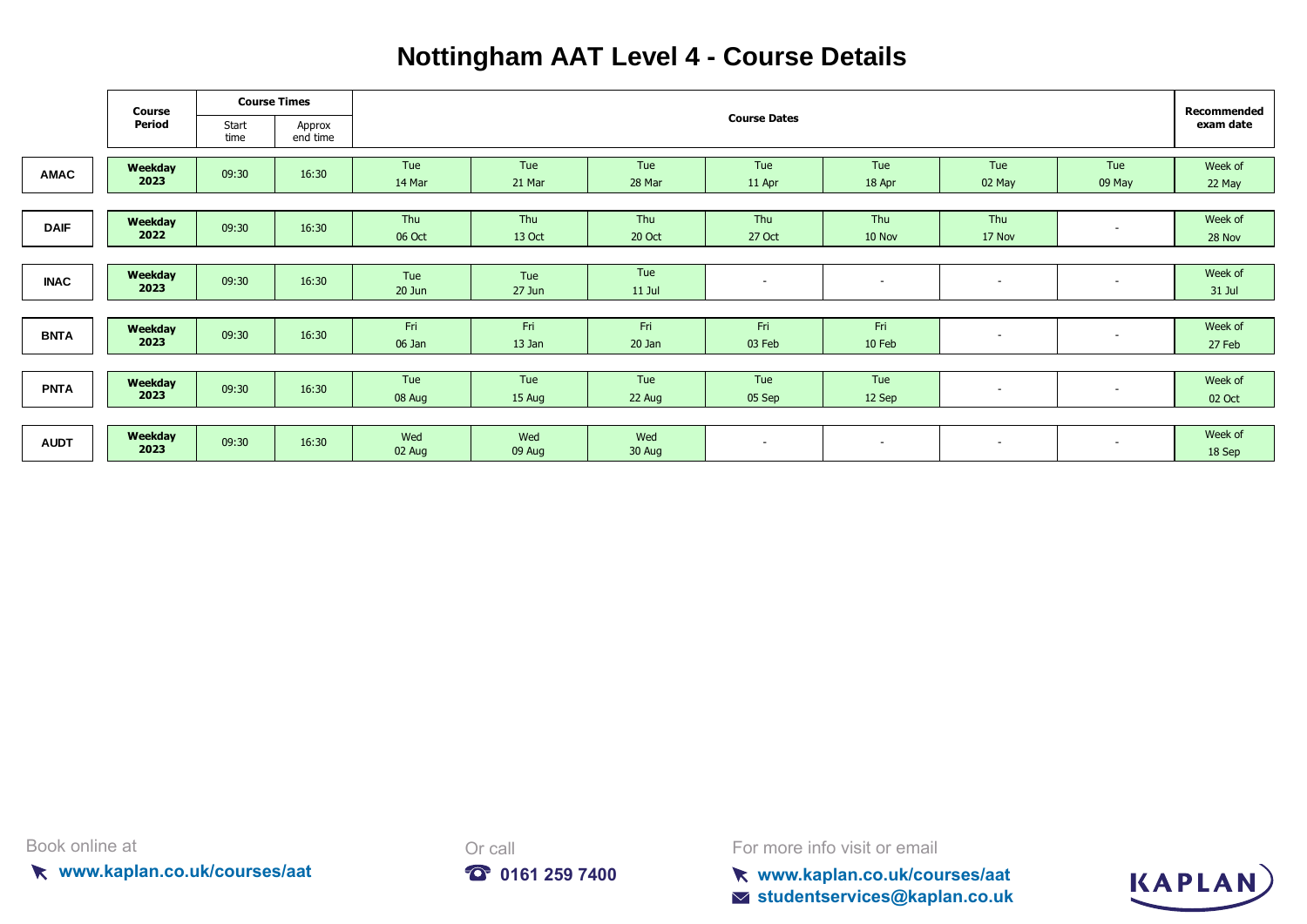# Nottingham AAT Level 4 - Course Details

| | Course Period | Course Times | | Course Dates | | | | | | | Recommended exam date |
|---|---|---|---|---|---|---|---|---|---|---|---|
| | | Start time | Approx end time | | | | | | | | |
| **AMAC** | **Weekday 2023** | 09:30 | 16:30 | Tue 14 Mar | Tue 21 Mar | Tue 28 Mar | Tue 11 Apr | Tue 18 Apr | Tue 02 May | Tue 09 May | Week of 22 May |
| **DAIF** | **Weekday 2022** | 09:30 | 16:30 | Thu 06 Oct | Thu 13 Oct | Thu 20 Oct | Thu 27 Oct | Thu 10 Nov | Thu 17 Nov | - | Week of 28 Nov |
| **INAC** | **Weekday 2023** | 09:30 | 16:30 | Tue 20 Jun | Tue 27 Jun | Tue 11 Jul | - | - | - | - | Week of 31 Jul |
| **BNTA** | **Weekday 2023** | 09:30 | 16:30 | Fri 06 Jan | Fri 13 Jan | Fri 20 Jan | Fri 03 Feb | Fri 10 Feb | - | - | Week of 27 Feb |
| **PNTA** | **Weekday 2023** | 09:30 | 16:30 | Tue 08 Aug | Tue 15 Aug | Tue 22 Aug | Tue 05 Sep | Tue 12 Sep | - | - | Week of 02 Oct |
| **AUDT** | **Weekday 2023** | 09:30 | 16:30 | Wed 02 Aug | Wed 09 Aug | Wed 30 Aug | - | - | - | - | Week of 18 Sep |

Book online at
**www.kaplan.co.uk/courses/aat**

Or call
**0161 259 7400**

For more info visit or email
**www.kaplan.co.uk/courses/aat**
**studentservices@kaplan.co.uk**

KAPLAN